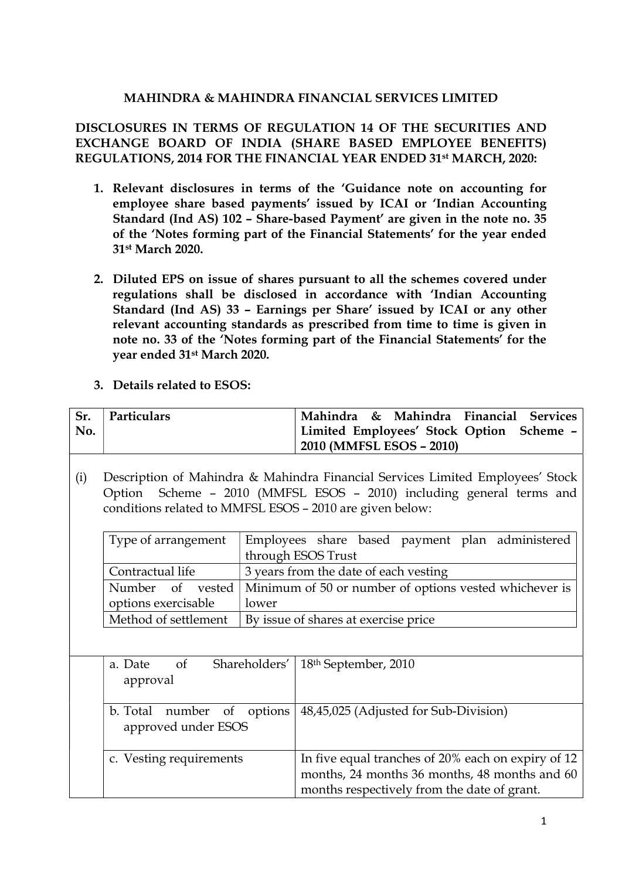**MAHINDRA & MAHINDRA FINANCIAL SERVICES LIMITED**

**DISCLOSURES IN TERMS OF REGULATION 14 OF THE SECURITIES AND EXCHANGE BOARD OF INDIA (SHARE BASED EMPLOYEE BENEFITS) REGULATIONS, 2014 FOR THE FINANCIAL YEAR ENDED 31st MARCH, 2020:**

1. **Relevant disclosures in terms of the 'Guidance note on accounting for employee share based payments' issued by ICAI or 'Indian Accounting Standard (Ind AS) 102 – Share-based Payment' are given in the note no. 35 of the 'Notes forming part of the Financial Statements' for the year ended 31st March 2020.**

2. **Diluted EPS on issue of shares pursuant to all the schemes covered under regulations shall be disclosed in accordance with 'Indian Accounting Standard (Ind AS) 33 – Earnings per Share' issued by ICAI or any other relevant accounting standards as prescribed from time to time is given in note no. 33 of the 'Notes forming part of the Financial Statements' for the year ended 31st March 2020.**

3. **Details related to ESOS:**

| Sr. No. | Particulars | Mahindra & Mahindra Financial Services Limited Employees' Stock Option Scheme – 2010 (MMFSL ESOS – 2010) |
|---|---|---|

(i) Description of Mahindra & Mahindra Financial Services Limited Employees' Stock Option Scheme – 2010 (MMFSL ESOS – 2010) including general terms and conditions related to MMFSL ESOS – 2010 are given below:

| Type of arrangement | Employees share based payment plan administered through ESOS Trust |
|---|---|
| Contractual life | 3 years from the date of each vesting |
| Number of vested options exercisable | Minimum of 50 or number of options vested whichever is lower |
| Method of settlement | By issue of shares at exercise price |

| | | |
|---|---|---|
| | a. Date of Shareholders' approval | 18th September, 2010 |
| | b. Total number of options approved under ESOS | 48,45,025 (Adjusted for Sub-Division) |
| | c. Vesting requirements | In five equal tranches of 20% each on expiry of 12 months, 24 months 36 months, 48 months and 60 months respectively from the date of grant. |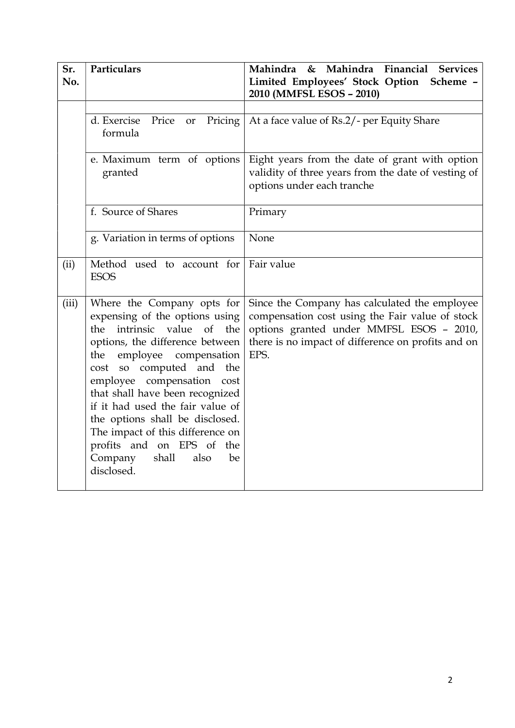| Sr. No. | Particulars | Mahindra & Mahindra Financial Services Limited Employees' Stock Option Scheme – 2010 (MMFSL ESOS – 2010) |
|---|---|---|
| | | |
| | d. Exercise Price or Pricing formula | At a face value of Rs.2/- per Equity Share |
| | e. Maximum term of options granted | Eight years from the date of grant with option validity of three years from the date of vesting of options under each tranche |
| | f. Source of Shares | Primary |
| | g. Variation in terms of options | None |
| (ii) | Method used to account for ESOS | Fair value |
| (iii) | Where the Company opts for expensing of the options using the intrinsic value of the options, the difference between the employee compensation cost so computed and the employee compensation cost that shall have been recognized if it had used the fair value of the options shall be disclosed. The impact of this difference on profits and on EPS of the Company shall also be disclosed. | Since the Company has calculated the employee compensation cost using the Fair value of stock options granted under MMFSL ESOS – 2010, there is no impact of difference on profits and on EPS. |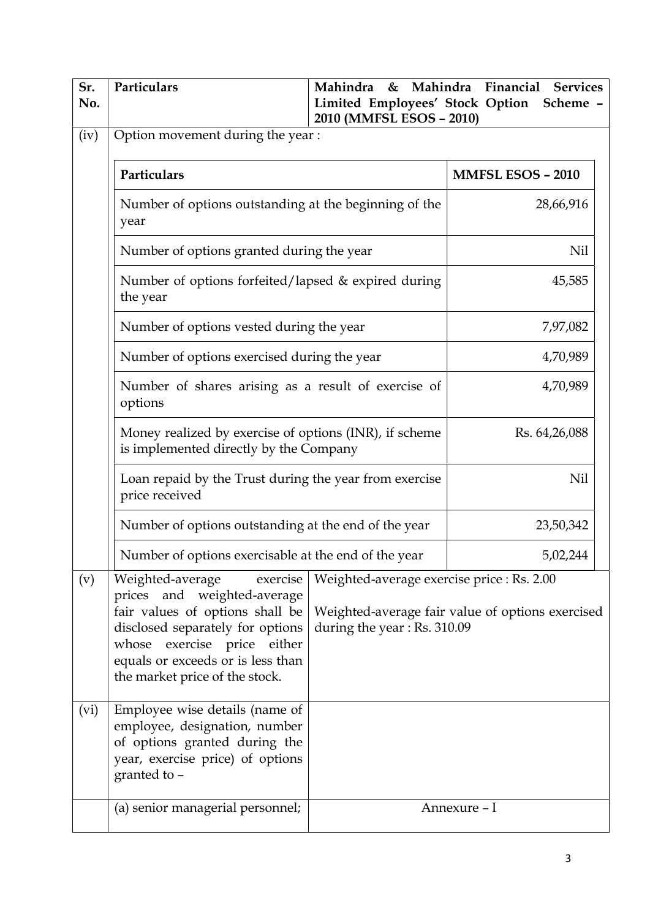| Sr. No. | Particulars | Mahindra & Mahindra Financial Services Limited Employees' Stock Option Scheme – 2010 (MMFSL ESOS – 2010) |
|---|---|---|
| (iv) | Option movement during the year : | |

| Particulars | MMFSL ESOS – 2010 |
|---|---|
| Number of options outstanding at the beginning of the year | 28,66,916 |
| Number of options granted during the year | Nil |
| Number of options forfeited/lapsed & expired during the year | 45,585 |
| Number of options vested during the year | 7,97,082 |
| Number of options exercised during the year | 4,70,989 |
| Number of shares arising as a result of exercise of options | 4,70,989 |
| Money realized by exercise of options (INR), if scheme is implemented directly by the Company | Rs. 64,26,088 |
| Loan repaid by the Trust during the year from exercise price received | Nil |
| Number of options outstanding at the end of the year | 23,50,342 |
| Number of options exercisable at the end of the year | 5,02,244 |

| Sr. No. | Particulars | |
|---|---|---|
| (v) | Weighted-average exercise prices and weighted-average fair values of options shall be disclosed separately for options whose exercise price either equals or exceeds or is less than the market price of the stock. | Weighted-average exercise price : Rs. 2.00<br><br>Weighted-average fair value of options exercised during the year : Rs. 310.09 |
| (vi) | Employee wise details (name of employee, designation, number of options granted during the year, exercise price) of options granted to – | |
| | (a) senior managerial personnel; | Annexure – I |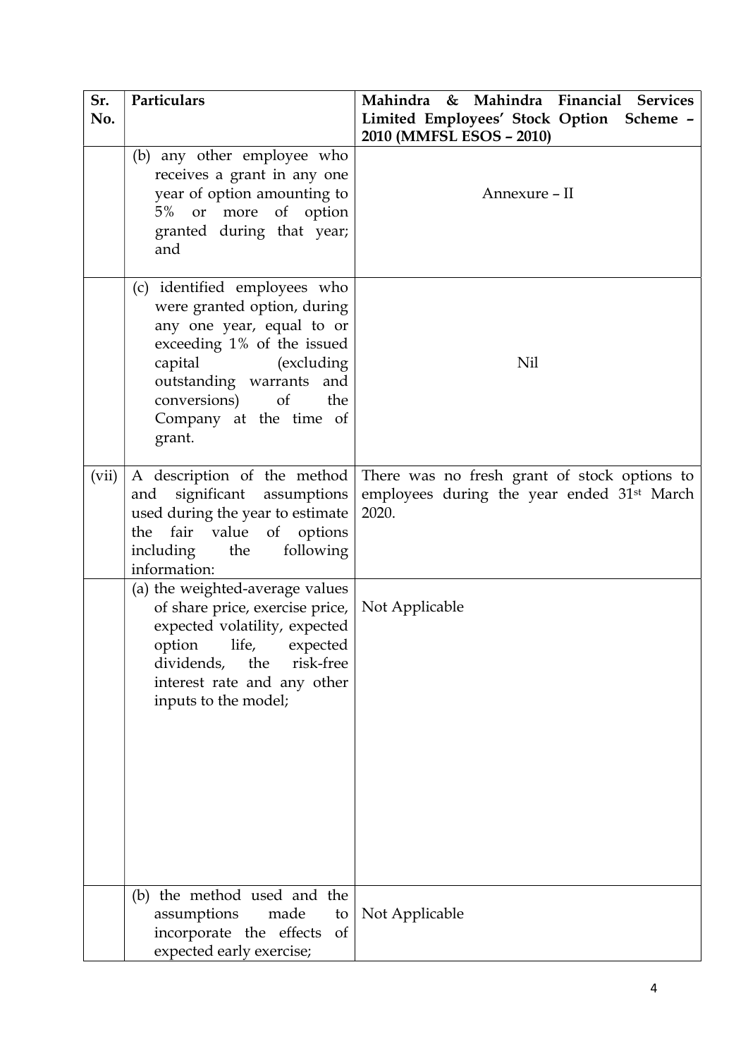| Sr. No. | Particulars | Mahindra & Mahindra Financial Services Limited Employees' Stock Option Scheme – 2010 (MMFSL ESOS – 2010) |
|---|---|---|
| | (b) any other employee who receives a grant in any one year of option amounting to 5% or more of option granted during that year; and | Annexure – II |
| | (c) identified employees who were granted option, during any one year, equal to or exceeding 1% of the issued capital (excluding outstanding warrants and conversions) of the Company at the time of grant. | Nil |
| (vii) | A description of the method and significant assumptions used during the year to estimate the fair value of options including the following information: | There was no fresh grant of stock options to employees during the year ended 31st March 2020. |
| | (a) the weighted-average values of share price, exercise price, expected volatility, expected option life, expected dividends, the risk-free interest rate and any other inputs to the model; | Not Applicable |
| | (b) the method used and the assumptions made to incorporate the effects of expected early exercise; | Not Applicable |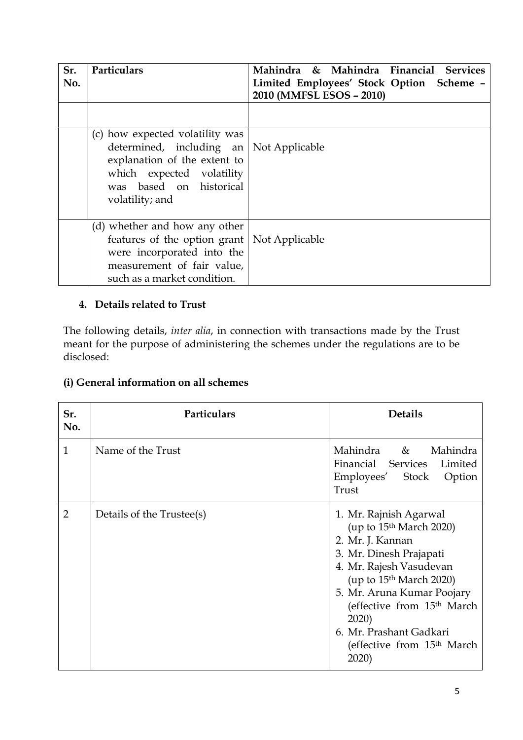| Sr. No. | Particulars | Mahindra & Mahindra Financial Services Limited Employees' Stock Option Scheme – 2010 (MMFSL ESOS – 2010) |
|---|---|---|
| | | |
| | (c) how expected volatility was determined, including an explanation of the extent to which expected volatility was based on historical volatility; and | Not Applicable |
| | (d) whether and how any other features of the option grant were incorporated into the measurement of fair value, such as a market condition. | Not Applicable |

### 4. Details related to Trust

The following details, *inter alia*, in connection with transactions made by the Trust meant for the purpose of administering the schemes under the regulations are to be disclosed:

#### (i) General information on all schemes

| Sr. No. | Particulars | Details |
|---|---|---|
| 1 | Name of the Trust | Mahindra & Mahindra Financial Services Limited Employees' Stock Option Trust |
| 2 | Details of the Trustee(s) | 1. Mr. Rajnish Agarwal (up to 15th March 2020)<br>2. Mr. J. Kannan<br>3. Mr. Dinesh Prajapati<br>4. Mr. Rajesh Vasudevan (up to 15th March 2020)<br>5. Mr. Aruna Kumar Poojary (effective from 15th March 2020)<br>6. Mr. Prashant Gadkari (effective from 15th March 2020) |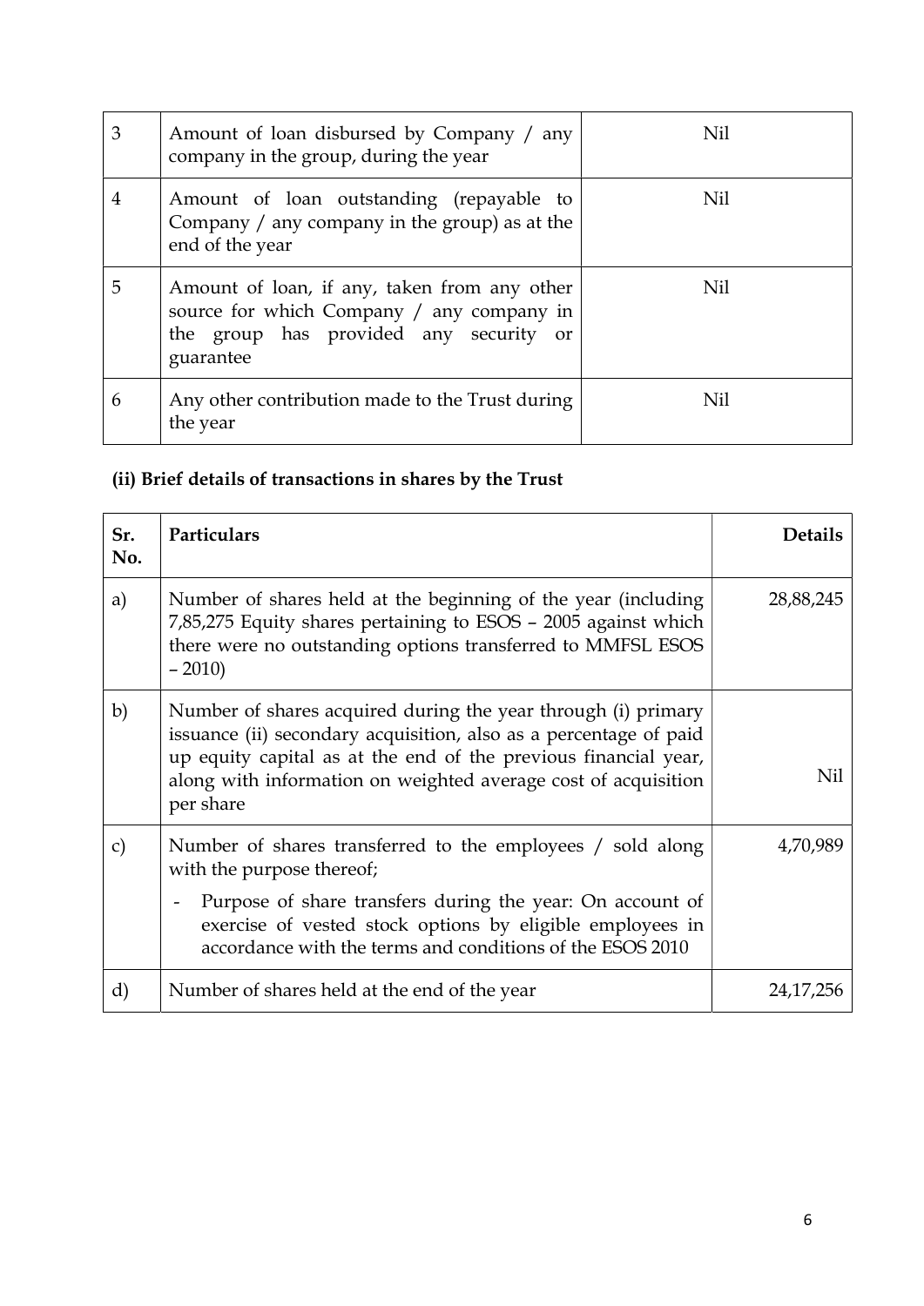| | | |
|---|---|---|
| 3 | Amount of loan disbursed by Company / any company in the group, during the year | Nil |
| 4 | Amount of loan outstanding (repayable to Company / any company in the group) as at the end of the year | Nil |
| 5 | Amount of loan, if any, taken from any other source for which Company / any company in the group has provided any security or guarantee | Nil |
| 6 | Any other contribution made to the Trust during the year | Nil |

### (ii) Brief details of transactions in shares by the Trust

| Sr. No. | Particulars | Details |
|---|---|---|
| a) | Number of shares held at the beginning of the year (including 7,85,275 Equity shares pertaining to ESOS – 2005 against which there were no outstanding options transferred to MMFSL ESOS – 2010) | 28,88,245 |
| b) | Number of shares acquired during the year through (i) primary issuance (ii) secondary acquisition, also as a percentage of paid up equity capital as at the end of the previous financial year, along with information on weighted average cost of acquisition per share | Nil |
| c) | Number of shares transferred to the employees / sold along with the purpose thereof;<br>- Purpose of share transfers during the year: On account of exercise of vested stock options by eligible employees in accordance with the terms and conditions of the ESOS 2010 | 4,70,989 |
| d) | Number of shares held at the end of the year | 24,17,256 |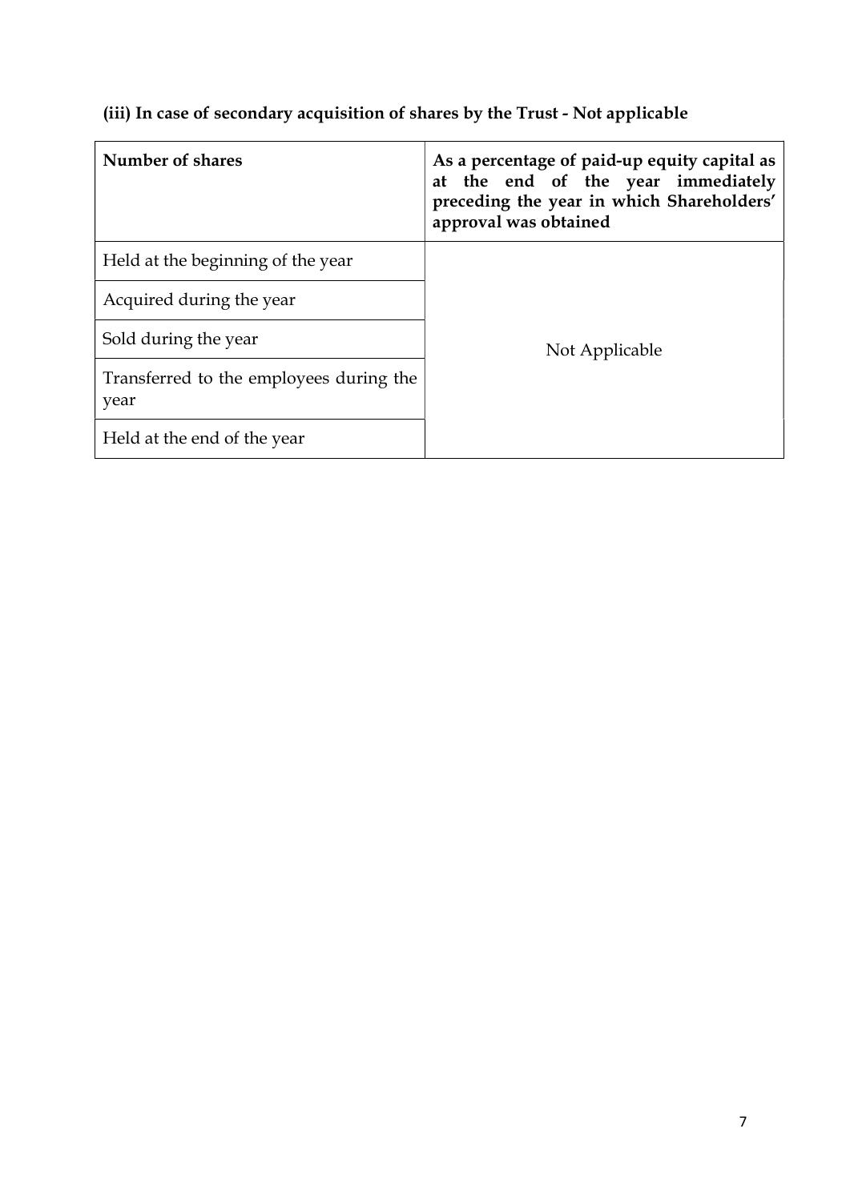### (iii) In case of secondary acquisition of shares by the Trust - Not applicable

| Number of shares | As a percentage of paid-up equity capital as at the end of the year immediately preceding the year in which Shareholders' approval was obtained |
|---|---|
| Held at the beginning of the year | Not Applicable |
| Acquired during the year | |
| Sold during the year | |
| Transferred to the employees during the year | |
| Held at the end of the year | |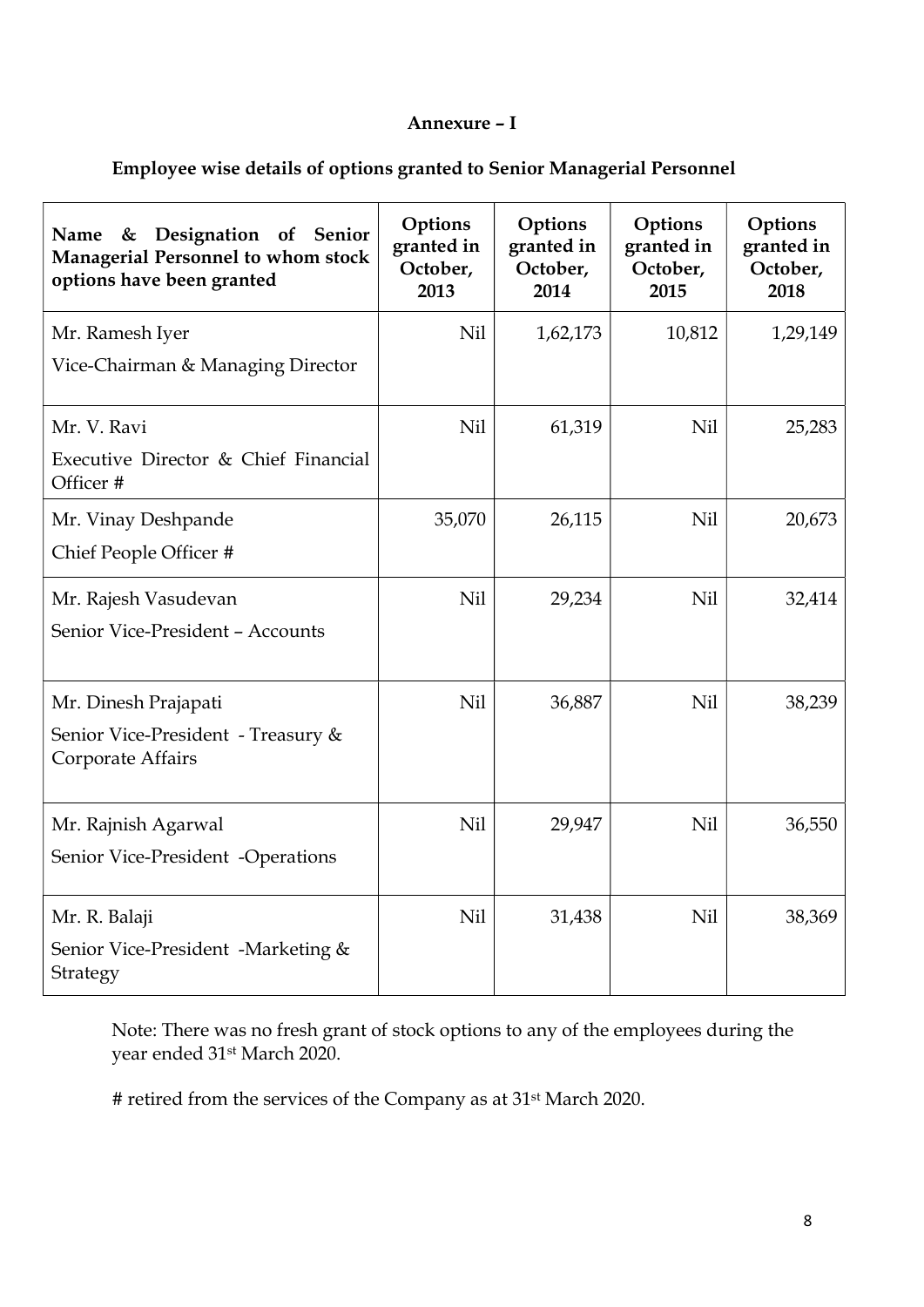**Annexure – I**

**Employee wise details of options granted to Senior Managerial Personnel**

| Name & Designation of Senior Managerial Personnel to whom stock options have been granted | Options granted in October, 2013 | Options granted in October, 2014 | Options granted in October, 2015 | Options granted in October, 2018 |
|---|---|---|---|---|
| Mr. Ramesh Iyer<br>Vice-Chairman & Managing Director | Nil | 1,62,173 | 10,812 | 1,29,149 |
| Mr. V. Ravi<br>Executive Director & Chief Financial Officer # | Nil | 61,319 | Nil | 25,283 |
| Mr. Vinay Deshpande<br>Chief People Officer # | 35,070 | 26,115 | Nil | 20,673 |
| Mr. Rajesh Vasudevan<br>Senior Vice-President – Accounts | Nil | 29,234 | Nil | 32,414 |
| Mr. Dinesh Prajapati<br>Senior Vice-President - Treasury & Corporate Affairs | Nil | 36,887 | Nil | 38,239 |
| Mr. Rajnish Agarwal<br>Senior Vice-President -Operations | Nil | 29,947 | Nil | 36,550 |
| Mr. R. Balaji<br>Senior Vice-President -Marketing & Strategy | Nil | 31,438 | Nil | 38,369 |

Note: There was no fresh grant of stock options to any of the employees during the year ended 31st March 2020.

# retired from the services of the Company as at 31st March 2020.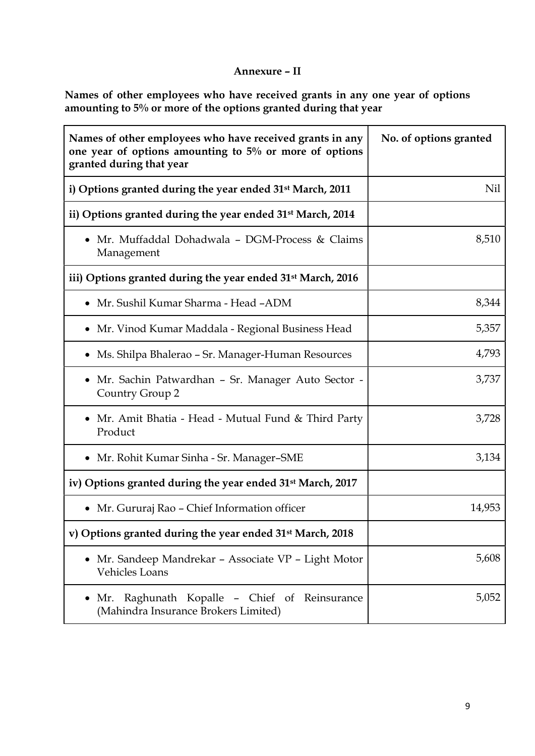# Annexure – II

**Names of other employees who have received grants in any one year of options amounting to 5% or more of the options granted during that year**

| Names of other employees who have received grants in any one year of options amounting to 5% or more of options granted during that year | No. of options granted |
|---|---|
| **i) Options granted during the year ended 31st March, 2011** | Nil |
| **ii) Options granted during the year ended 31st March, 2014** | |
| • Mr. Muffaddal Dohadwala – DGM-Process & Claims Management | 8,510 |
| **iii) Options granted during the year ended 31st March, 2016** | |
| • Mr. Sushil Kumar Sharma - Head –ADM | 8,344 |
| • Mr. Vinod Kumar Maddala - Regional Business Head | 5,357 |
| • Ms. Shilpa Bhalerao – Sr. Manager-Human Resources | 4,793 |
| • Mr. Sachin Patwardhan – Sr. Manager Auto Sector - Country Group 2 | 3,737 |
| • Mr. Amit Bhatia - Head - Mutual Fund & Third Party Product | 3,728 |
| • Mr. Rohit Kumar Sinha - Sr. Manager–SME | 3,134 |
| **iv) Options granted during the year ended 31st March, 2017** | |
| • Mr. Gururaj Rao – Chief Information officer | 14,953 |
| **v) Options granted during the year ended 31st March, 2018** | |
| • Mr. Sandeep Mandrekar – Associate VP – Light Motor Vehicles Loans | 5,608 |
| • Mr. Raghunath Kopalle – Chief of Reinsurance (Mahindra Insurance Brokers Limited) | 5,052 |